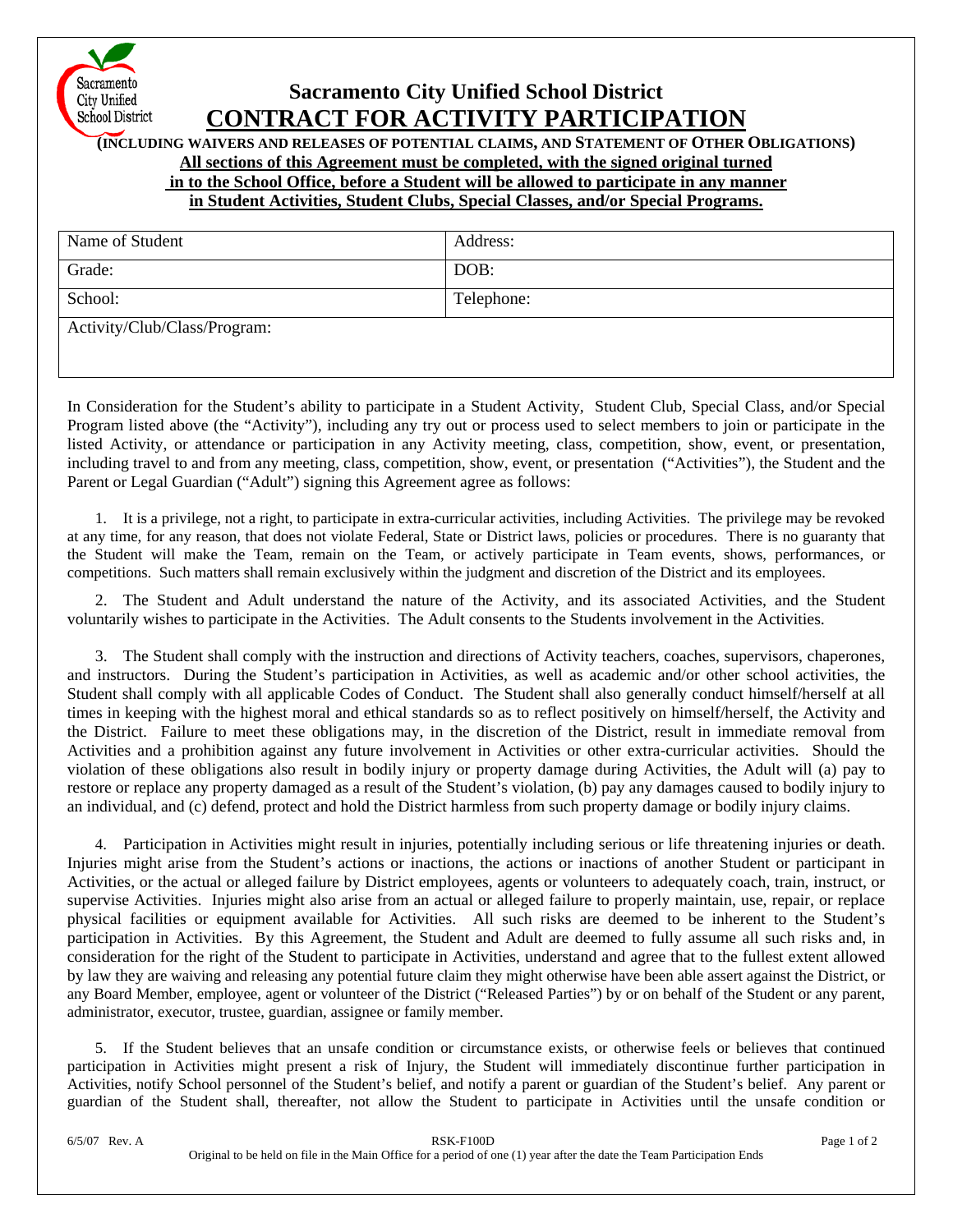# Sacramento City Unified School District

## CONTRACT FOR ACTIVITY PARTICIPATION

**(INCLUDING WAIVERS AND RELEASES OF POTENTIAL CLAIMS, AND STATEMENT OF OTHER OBLIGATIONS)**

**All sections of this Agreement must be completed, with the signed original turned in to the School Office, before a Student will be allowed to participate in any manner in Student Activities, Student Clubs, Special Classes, and/or Special Programs.**

| Name of Student | Address: |
|---|---|
| Grade: | DOB: |
| School: | Telephone: |
| Activity/Club/Class/Program: | |

In Consideration for the Student's ability to participate in a Student Activity, Student Club, Special Class, and/or Special Program listed above (the "Activity"), including any try out or process used to select members to join or participate in the listed Activity, or attendance or participation in any Activity meeting, class, competition, show, event, or presentation, including travel to and from any meeting, class, competition, show, event, or presentation ("Activities"), the Student and the Parent or Legal Guardian ("Adult") signing this Agreement agree as follows:

1. It is a privilege, not a right, to participate in extra-curricular activities, including Activities. The privilege may be revoked at any time, for any reason, that does not violate Federal, State or District laws, policies or procedures. There is no guaranty that the Student will make the Team, remain on the Team, or actively participate in Team events, shows, performances, or competitions. Such matters shall remain exclusively within the judgment and discretion of the District and its employees.

2. The Student and Adult understand the nature of the Activity, and its associated Activities, and the Student voluntarily wishes to participate in the Activities. The Adult consents to the Students involvement in the Activities.

3. The Student shall comply with the instruction and directions of Activity teachers, coaches, supervisors, chaperones, and instructors. During the Student's participation in Activities, as well as academic and/or other school activities, the Student shall comply with all applicable Codes of Conduct. The Student shall also generally conduct himself/herself at all times in keeping with the highest moral and ethical standards so as to reflect positively on himself/herself, the Activity and the District. Failure to meet these obligations may, in the discretion of the District, result in immediate removal from Activities and a prohibition against any future involvement in Activities or other extra-curricular activities. Should the violation of these obligations also result in bodily injury or property damage during Activities, the Adult will (a) pay to restore or replace any property damaged as a result of the Student's violation, (b) pay any damages caused to bodily injury to an individual, and (c) defend, protect and hold the District harmless from such property damage or bodily injury claims.

4. Participation in Activities might result in injuries, potentially including serious or life threatening injuries or death. Injuries might arise from the Student's actions or inactions, the actions or inactions of another Student or participant in Activities, or the actual or alleged failure by District employees, agents or volunteers to adequately coach, train, instruct, or supervise Activities. Injuries might also arise from an actual or alleged failure to properly maintain, use, repair, or replace physical facilities or equipment available for Activities. All such risks are deemed to be inherent to the Student's participation in Activities. By this Agreement, the Student and Adult are deemed to fully assume all such risks and, in consideration for the right of the Student to participate in Activities, understand and agree that to the fullest extent allowed by law they are waiving and releasing any potential future claim they might otherwise have been able assert against the District, or any Board Member, employee, agent or volunteer of the District ("Released Parties") by or on behalf of the Student or any parent, administrator, executor, trustee, guardian, assignee or family member.

5. If the Student believes that an unsafe condition or circumstance exists, or otherwise feels or believes that continued participation in Activities might present a risk of Injury, the Student will immediately discontinue further participation in Activities, notify School personnel of the Student's belief, and notify a parent or guardian of the Student's belief. Any parent or guardian of the Student shall, thereafter, not allow the Student to participate in Activities until the unsafe condition or

6/5/07 Rev. A RSK-F100D

Original to be held on file in the Main Office for a period of one (1) year after the date the Team Participation Ends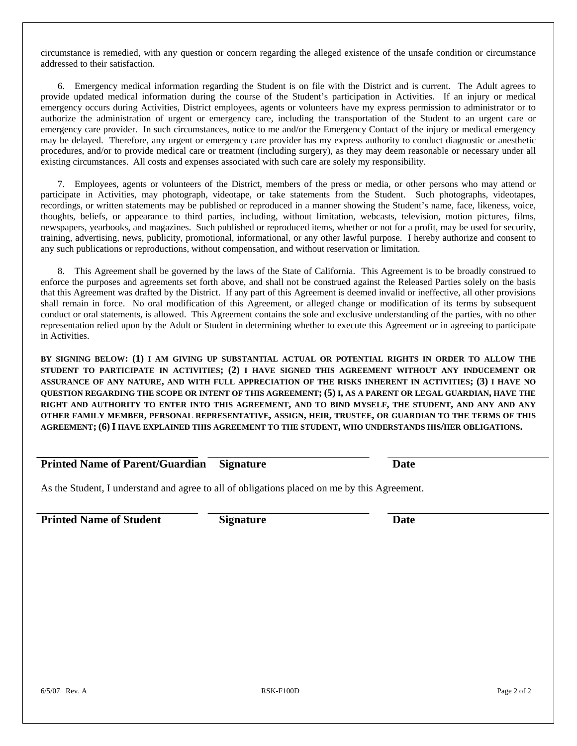circumstance is remedied, with any question or concern regarding the alleged existence of the unsafe condition or circumstance addressed to their satisfaction.

6. Emergency medical information regarding the Student is on file with the District and is current. The Adult agrees to provide updated medical information during the course of the Student's participation in Activities. If an injury or medical emergency occurs during Activities, District employees, agents or volunteers have my express permission to administrator or to authorize the administration of urgent or emergency care, including the transportation of the Student to an urgent care or emergency care provider. In such circumstances, notice to me and/or the Emergency Contact of the injury or medical emergency may be delayed. Therefore, any urgent or emergency care provider has my express authority to conduct diagnostic or anesthetic procedures, and/or to provide medical care or treatment (including surgery), as they may deem reasonable or necessary under all existing circumstances. All costs and expenses associated with such care are solely my responsibility.

7. Employees, agents or volunteers of the District, members of the press or media, or other persons who may attend or participate in Activities, may photograph, videotape, or take statements from the Student. Such photographs, videotapes, recordings, or written statements may be published or reproduced in a manner showing the Student's name, face, likeness, voice, thoughts, beliefs, or appearance to third parties, including, without limitation, webcasts, television, motion pictures, films, newspapers, yearbooks, and magazines. Such published or reproduced items, whether or not for a profit, may be used for security, training, advertising, news, publicity, promotional, informational, or any other lawful purpose. I hereby authorize and consent to any such publications or reproductions, without compensation, and without reservation or limitation.

8. This Agreement shall be governed by the laws of the State of California. This Agreement is to be broadly construed to enforce the purposes and agreements set forth above, and shall not be construed against the Released Parties solely on the basis that this Agreement was drafted by the District. If any part of this Agreement is deemed invalid or ineffective, all other provisions shall remain in force. No oral modification of this Agreement, or alleged change or modification of its terms by subsequent conduct or oral statements, is allowed. This Agreement contains the sole and exclusive understanding of the parties, with no other representation relied upon by the Adult or Student in determining whether to execute this Agreement or in agreeing to participate in Activities.

**BY SIGNING BELOW: (1) I AM GIVING UP SUBSTANTIAL ACTUAL OR POTENTIAL RIGHTS IN ORDER TO ALLOW THE STUDENT TO PARTICIPATE IN ACTIVITIES; (2) I HAVE SIGNED THIS AGREEMENT WITHOUT ANY INDUCEMENT OR ASSURANCE OF ANY NATURE, AND WITH FULL APPRECIATION OF THE RISKS INHERENT IN ACTIVITIES; (3) I HAVE NO QUESTION REGARDING THE SCOPE OR INTENT OF THIS AGREEMENT; (5) I, AS A PARENT OR LEGAL GUARDIAN, HAVE THE RIGHT AND AUTHORITY TO ENTER INTO THIS AGREEMENT, AND TO BIND MYSELF, THE STUDENT, AND ANY AND ANY OTHER FAMILY MEMBER, PERSONAL REPRESENTATIVE, ASSIGN, HEIR, TRUSTEE, OR GUARDIAN TO THE TERMS OF THIS AGREEMENT; (6) I HAVE EXPLAINED THIS AGREEMENT TO THE STUDENT, WHO UNDERSTANDS HIS/HER OBLIGATIONS.**

| | | |
|---|---|---|
| **Printed Name of Parent/Guardian** | **Signature** | **Date** |

As the Student, I understand and agree to all of obligations placed on me by this Agreement.

| | | |
|---|---|---|
| **Printed Name of Student** | **Signature** | **Date** |

6/5/07 Rev. A RSK-F100D